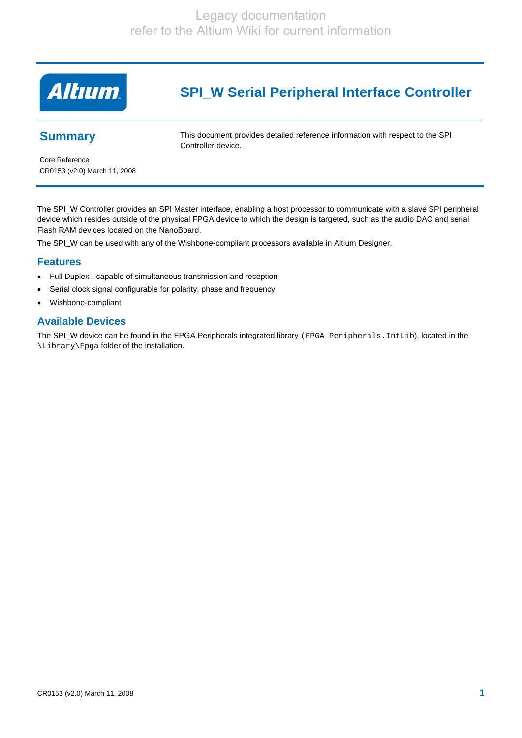Legacy documentation
refer to the Altium Wiki for current information

# SPI_W Serial Peripheral Interface Controller

## Summary

This document provides detailed reference information with respect to the SPI Controller device.

Core Reference
CR0153 (v2.0) March 11, 2008

The SPI_W Controller provides an SPI Master interface, enabling a host processor to communicate with a slave SPI peripheral device which resides outside of the physical FPGA device to which the design is targeted, such as the audio DAC and serial Flash RAM devices located on the NanoBoard.

The SPI_W can be used with any of the Wishbone-compliant processors available in Altium Designer.

## Features

- Full Duplex - capable of simultaneous transmission and reception
- Serial clock signal configurable for polarity, phase and frequency
- Wishbone-compliant

## Available Devices

The SPI_W device can be found in the FPGA Peripherals integrated library (`FPGA Peripherals.IntLib`), located in the `\Library\Fpga` folder of the installation.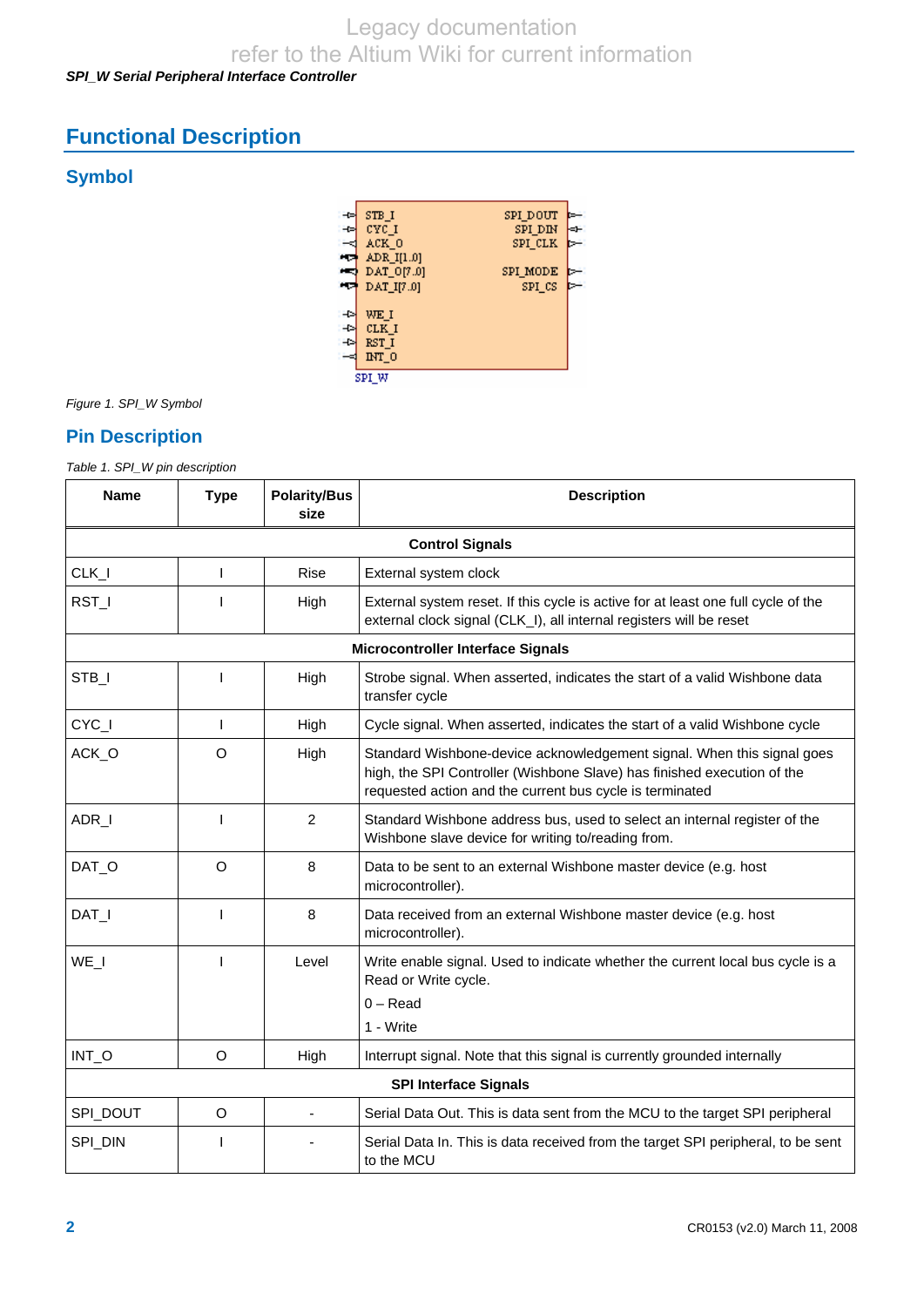# Functional Description

## Symbol

Figure 1. SPI_W Symbol

## Pin Description

Table 1. SPI_W pin description

| Name | Type | Polarity/Bus size | Description |
|---|---|---|---|
| **Control Signals** | | | |
| CLK_I | I | Rise | External system clock |
| RST_I | I | High | External system reset. If this cycle is active for at least one full cycle of the external clock signal (CLK_I), all internal registers will be reset |
| **Microcontroller Interface Signals** | | | |
| STB_I | I | High | Strobe signal. When asserted, indicates the start of a valid Wishbone data transfer cycle |
| CYC_I | I | High | Cycle signal. When asserted, indicates the start of a valid Wishbone cycle |
| ACK_O | O | High | Standard Wishbone-device acknowledgement signal. When this signal goes high, the SPI Controller (Wishbone Slave) has finished execution of the requested action and the current bus cycle is terminated |
| ADR_I | I | 2 | Standard Wishbone address bus, used to select an internal register of the Wishbone slave device for writing to/reading from. |
| DAT_O | O | 8 | Data to be sent to an external Wishbone master device (e.g. host microcontroller). |
| DAT_I | I | 8 | Data received from an external Wishbone master device (e.g. host microcontroller). |
| WE_I | I | Level | Write enable signal. Used to indicate whether the current local bus cycle is a Read or Write cycle. 0 – Read 1 - Write |
| INT_O | O | High | Interrupt signal. Note that this signal is currently grounded internally |
| **SPI Interface Signals** | | | |
| SPI_DOUT | O | - | Serial Data Out. This is data sent from the MCU to the target SPI peripheral |
| SPI_DIN | I | - | Serial Data In. This is data received from the target SPI peripheral, to be sent to the MCU |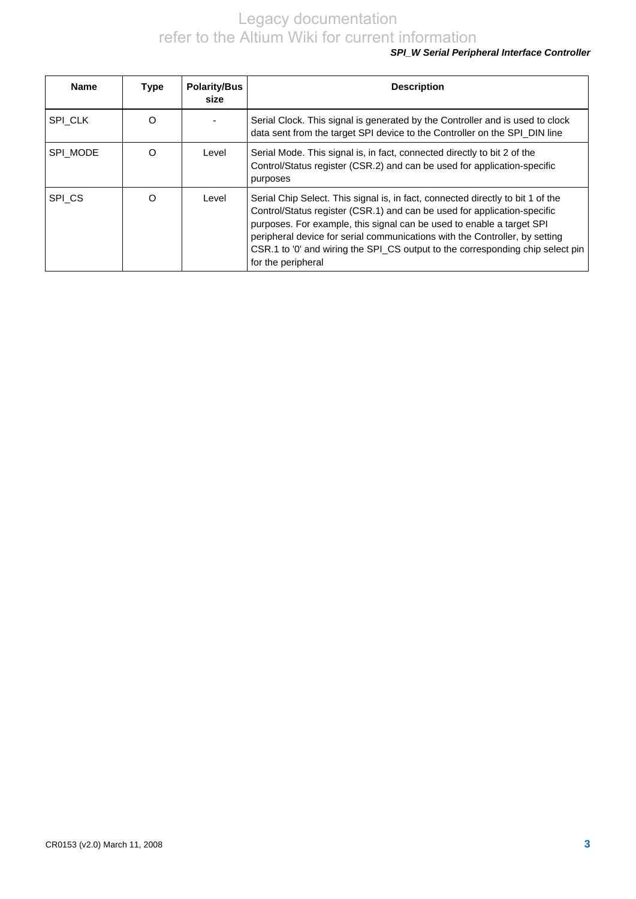| Name | Type | Polarity/Bus size | Description |
|---|---|---|---|
| SPI_CLK | O | - | Serial Clock. This signal is generated by the Controller and is used to clock data sent from the target SPI device to the Controller on the SPI_DIN line |
| SPI_MODE | O | Level | Serial Mode. This signal is, in fact, connected directly to bit 2 of the Control/Status register (CSR.2) and can be used for application-specific purposes |
| SPI_CS | O | Level | Serial Chip Select. This signal is, in fact, connected directly to bit 1 of the Control/Status register (CSR.1) and can be used for application-specific purposes. For example, this signal can be used to enable a target SPI peripheral device for serial communications with the Controller, by setting CSR.1 to '0' and wiring the SPI_CS output to the corresponding chip select pin for the peripheral |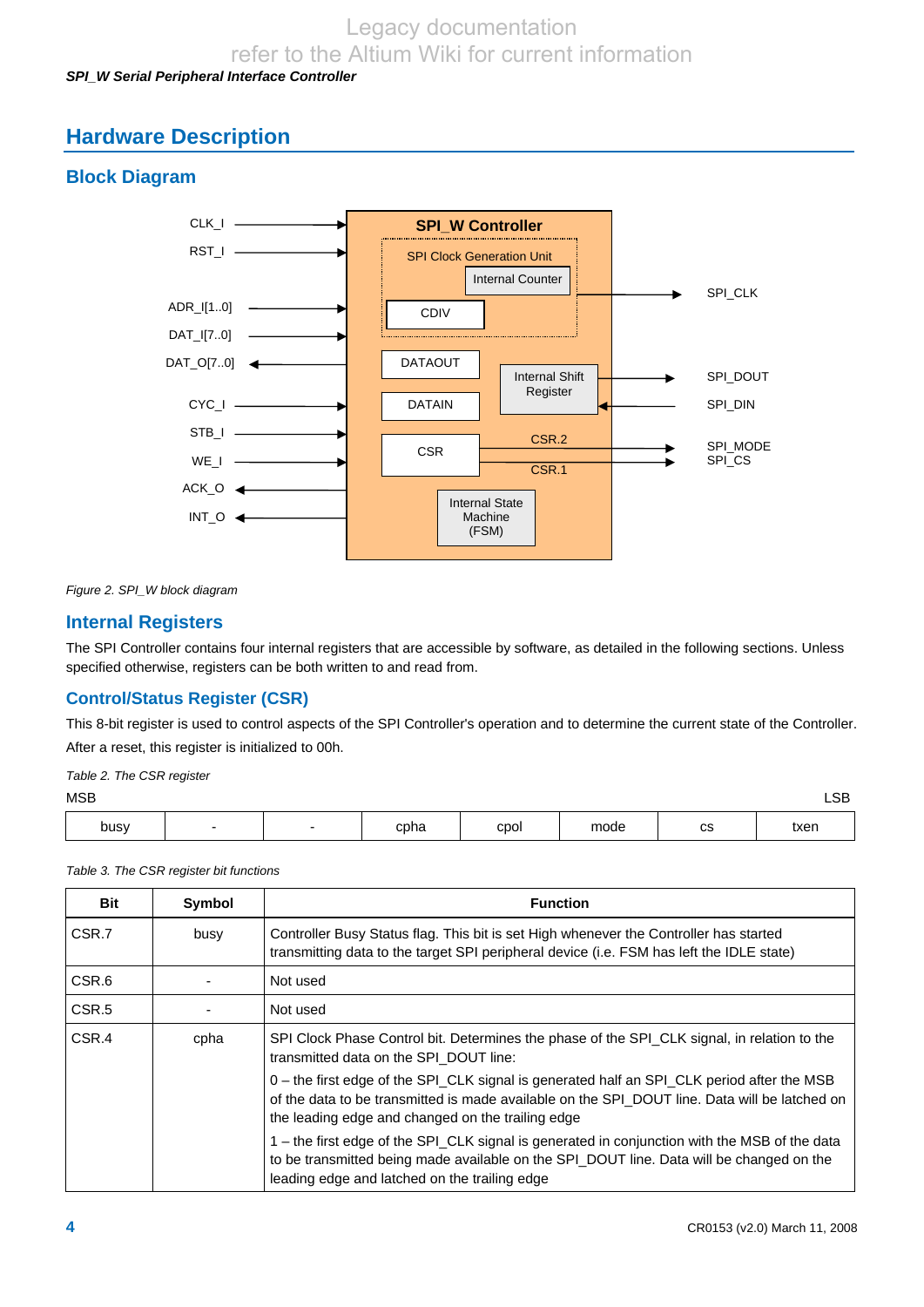# Hardware Description

## Block Diagram

*Figure 2. SPI_W block diagram*

## Internal Registers

The SPI Controller contains four internal registers that are accessible by software, as detailed in the following sections. Unless specified otherwise, registers can be both written to and read from.

### Control/Status Register (CSR)

This 8-bit register is used to control aspects of the SPI Controller's operation and to determine the current state of the Controller. After a reset, this register is initialized to 00h.

*Table 2. The CSR register*

| MSB | | | | | | | LSB |
|---|---|---|---|---|---|---|---|
| busy | - | - | cpha | cpol | mode | cs | txen |

*Table 3. The CSR register bit functions*

| Bit | Symbol | Function |
|---|---|---|
| CSR.7 | busy | Controller Busy Status flag. This bit is set High whenever the Controller has started transmitting data to the target SPI peripheral device (i.e. FSM has left the IDLE state) |
| CSR.6 | - | Not used |
| CSR.5 | - | Not used |
| CSR.4 | cpha | SPI Clock Phase Control bit. Determines the phase of the SPI_CLK signal, in relation to the transmitted data on the SPI_DOUT line:<br>0 – the first edge of the SPI_CLK signal is generated half an SPI_CLK period after the MSB of the data to be transmitted is made available on the SPI_DOUT line. Data will be latched on the leading edge and changed on the trailing edge<br>1 – the first edge of the SPI_CLK signal is generated in conjunction with the MSB of the data to be transmitted being made available on the SPI_DOUT line. Data will be changed on the leading edge and latched on the trailing edge |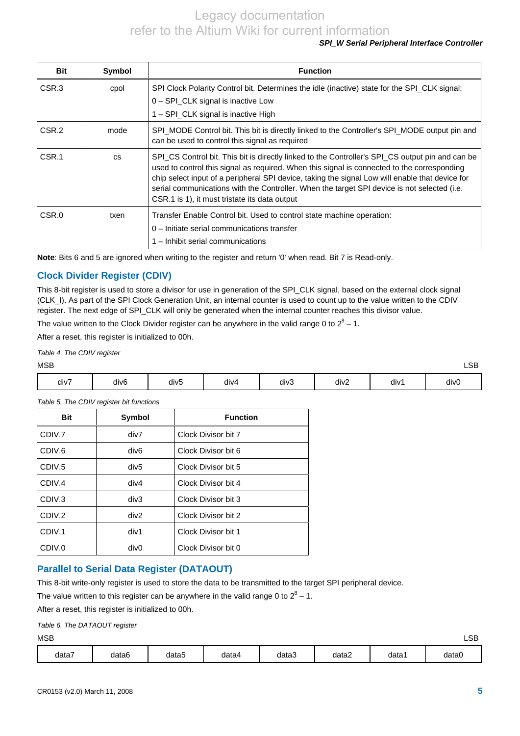| Bit | Symbol | Function |
|---|---|---|
| CSR.3 | cpol | SPI Clock Polarity Control bit. Determines the idle (inactive) state for the SPI_CLK signal:<br>0 – SPI_CLK signal is inactive Low<br>1 – SPI_CLK signal is inactive High |
| CSR.2 | mode | SPI_MODE Control bit. This bit is directly linked to the Controller's SPI_MODE output pin and can be used to control this signal as required |
| CSR.1 | cs | SPI_CS Control bit. This bit is directly linked to the Controller's SPI_CS output pin and can be used to control this signal as required. When this signal is connected to the corresponding chip select input of a peripheral SPI device, taking the signal Low will enable that device for serial communications with the Controller. When the target SPI device is not selected (i.e. CSR.1 is 1), it must tristate its data output |
| CSR.0 | txen | Transfer Enable Control bit. Used to control state machine operation:<br>0 – Initiate serial communications transfer<br>1 – Inhibit serial communications |

**Note**: Bits 6 and 5 are ignored when writing to the register and return '0' when read. Bit 7 is Read-only.

## Clock Divider Register (CDIV)

This 8-bit register is used to store a divisor for use in generation of the SPI_CLK signal, based on the external clock signal (CLK_I). As part of the SPI Clock Generation Unit, an internal counter is used to count up to the value written to the CDIV register. The next edge of SPI_CLK will only be generated when the internal counter reaches this divisor value.

The value written to the Clock Divider register can be anywhere in the valid range 0 to $2^8 - 1$.

After a reset, this register is initialized to 00h.

*Table 4. The CDIV register*

MSB (left) to LSB (right):

| div7 | div6 | div5 | div4 | div3 | div2 | div1 | div0 |
|---|---|---|---|---|---|---|---|

*Table 5. The CDIV register bit functions*

| Bit | Symbol | Function |
|---|---|---|
| CDIV.7 | div7 | Clock Divisor bit 7 |
| CDIV.6 | div6 | Clock Divisor bit 6 |
| CDIV.5 | div5 | Clock Divisor bit 5 |
| CDIV.4 | div4 | Clock Divisor bit 4 |
| CDIV.3 | div3 | Clock Divisor bit 3 |
| CDIV.2 | div2 | Clock Divisor bit 2 |
| CDIV.1 | div1 | Clock Divisor bit 1 |
| CDIV.0 | div0 | Clock Divisor bit 0 |

## Parallel to Serial Data Register (DATAOUT)

This 8-bit write-only register is used to store the data to be transmitted to the target SPI peripheral device.

The value written to this register can be anywhere in the valid range 0 to $2^8 - 1$.

After a reset, this register is initialized to 00h.

*Table 6. The DATAOUT register*

MSB (left) to LSB (right):

| data7 | data6 | data5 | data4 | data3 | data2 | data1 | data0 |
|---|---|---|---|---|---|---|---|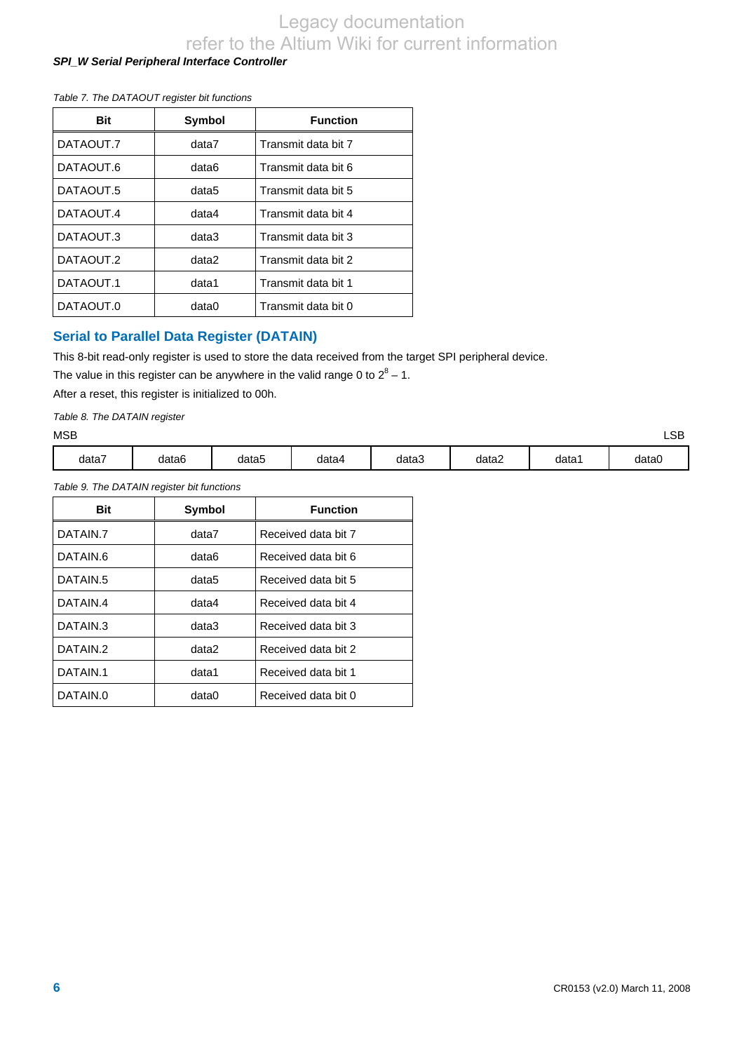*Table 7. The DATAOUT register bit functions*

| Bit | Symbol | Function |
|---|---|---|
| DATAOUT.7 | data7 | Transmit data bit 7 |
| DATAOUT.6 | data6 | Transmit data bit 6 |
| DATAOUT.5 | data5 | Transmit data bit 5 |
| DATAOUT.4 | data4 | Transmit data bit 4 |
| DATAOUT.3 | data3 | Transmit data bit 3 |
| DATAOUT.2 | data2 | Transmit data bit 2 |
| DATAOUT.1 | data1 | Transmit data bit 1 |
| DATAOUT.0 | data0 | Transmit data bit 0 |

## Serial to Parallel Data Register (DATAIN)

This 8-bit read-only register is used to store the data received from the target SPI peripheral device.

The value in this register can be anywhere in the valid range 0 to $2^8 - 1$.

After a reset, this register is initialized to 00h.

*Table 8. The DATAIN register*

MSB → LSB

| data7 | data6 | data5 | data4 | data3 | data2 | data1 | data0 |
|---|---|---|---|---|---|---|---|

*Table 9. The DATAIN register bit functions*

| Bit | Symbol | Function |
|---|---|---|
| DATAIN.7 | data7 | Received data bit 7 |
| DATAIN.6 | data6 | Received data bit 6 |
| DATAIN.5 | data5 | Received data bit 5 |
| DATAIN.4 | data4 | Received data bit 4 |
| DATAIN.3 | data3 | Received data bit 3 |
| DATAIN.2 | data2 | Received data bit 2 |
| DATAIN.1 | data1 | Received data bit 1 |
| DATAIN.0 | data0 | Received data bit 0 |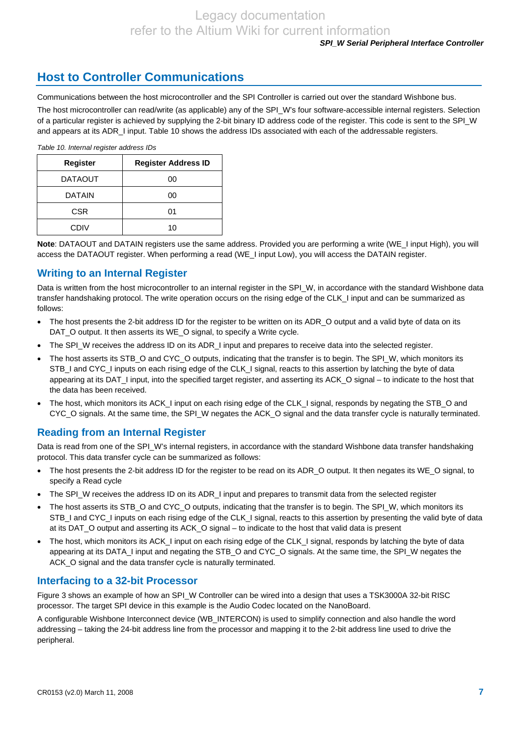## Host to Controller Communications

Communications between the host microcontroller and the SPI Controller is carried out over the standard Wishbone bus.

The host microcontroller can read/write (as applicable) any of the SPI_W's four software-accessible internal registers. Selection of a particular register is achieved by supplying the 2-bit binary ID address code of the register. This code is sent to the SPI_W and appears at its ADR_I input. Table 10 shows the address IDs associated with each of the addressable registers.

*Table 10. Internal register address IDs*

| Register | Register Address ID |
|---|---|
| DATAOUT | 00 |
| DATAIN | 00 |
| CSR | 01 |
| CDIV | 10 |

**Note**: DATAOUT and DATAIN registers use the same address. Provided you are performing a write (WE_I input High), you will access the DATAOUT register. When performing a read (WE_I input Low), you will access the DATAIN register.

### Writing to an Internal Register

Data is written from the host microcontroller to an internal register in the SPI_W, in accordance with the standard Wishbone data transfer handshaking protocol. The write operation occurs on the rising edge of the CLK_I input and can be summarized as follows:

- The host presents the 2-bit address ID for the register to be written on its ADR_O output and a valid byte of data on its DAT_O output. It then asserts its WE_O signal, to specify a Write cycle.
- The SPI_W receives the address ID on its ADR_I input and prepares to receive data into the selected register.
- The host asserts its STB_O and CYC_O outputs, indicating that the transfer is to begin. The SPI_W, which monitors its STB_I and CYC_I inputs on each rising edge of the CLK_I signal, reacts to this assertion by latching the byte of data appearing at its DAT_I input, into the specified target register, and asserting its ACK_O signal – to indicate to the host that the data has been received.
- The host, which monitors its ACK_I input on each rising edge of the CLK_I signal, responds by negating the STB_O and CYC_O signals. At the same time, the SPI_W negates the ACK_O signal and the data transfer cycle is naturally terminated.

### Reading from an Internal Register

Data is read from one of the SPI_W's internal registers, in accordance with the standard Wishbone data transfer handshaking protocol. This data transfer cycle can be summarized as follows:

- The host presents the 2-bit address ID for the register to be read on its ADR_O output. It then negates its WE_O signal, to specify a Read cycle
- The SPI_W receives the address ID on its ADR_I input and prepares to transmit data from the selected register
- The host asserts its STB_O and CYC_O outputs, indicating that the transfer is to begin. The SPI_W, which monitors its STB_I and CYC_I inputs on each rising edge of the CLK_I signal, reacts to this assertion by presenting the valid byte of data at its DAT_O output and asserting its ACK_O signal – to indicate to the host that valid data is present
- The host, which monitors its ACK_I input on each rising edge of the CLK_I signal, responds by latching the byte of data appearing at its DATA_I input and negating the STB_O and CYC_O signals. At the same time, the SPI_W negates the ACK_O signal and the data transfer cycle is naturally terminated.

### Interfacing to a 32-bit Processor

Figure 3 shows an example of how an SPI_W Controller can be wired into a design that uses a TSK3000A 32-bit RISC processor. The target SPI device in this example is the Audio Codec located on the NanoBoard.

A configurable Wishbone Interconnect device (WB_INTERCON) is used to simplify connection and also handle the word addressing – taking the 24-bit address line from the processor and mapping it to the 2-bit address line used to drive the peripheral.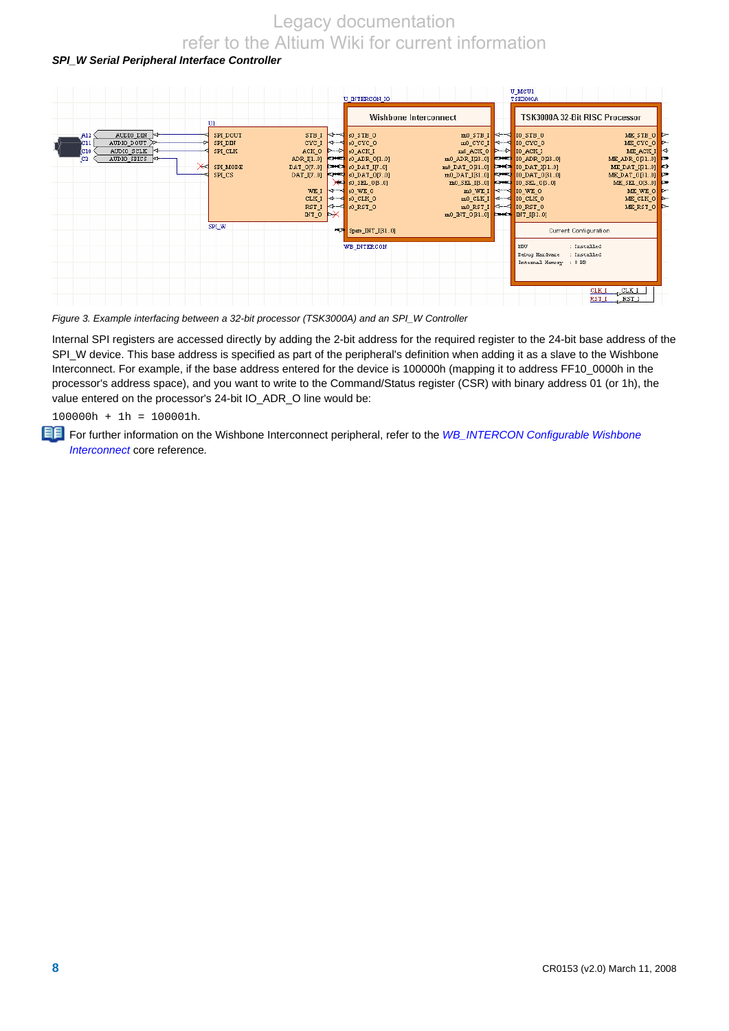*SPI_W Serial Peripheral Interface Controller*

*Figure 3. Example interfacing between a 32-bit processor (TSK3000A) and an SPI_W Controller*

Internal SPI registers are accessed directly by adding the 2-bit address for the required register to the 24-bit base address of the SPI_W device. This base address is specified as part of the peripheral's definition when adding it as a slave to the Wishbone Interconnect. For example, if the base address entered for the device is 100000h (mapping it to address FF10_0000h in the processor's address space), and you want to write to the Command/Status register (CSR) with binary address 01 (or 1h), the value entered on the processor's 24-bit IO_ADR_O line would be:

```
100000h + 1h = 100001h.
```

For further information on the Wishbone Interconnect peripheral, refer to the *WB_INTERCON Configurable Wishbone Interconnect* core reference.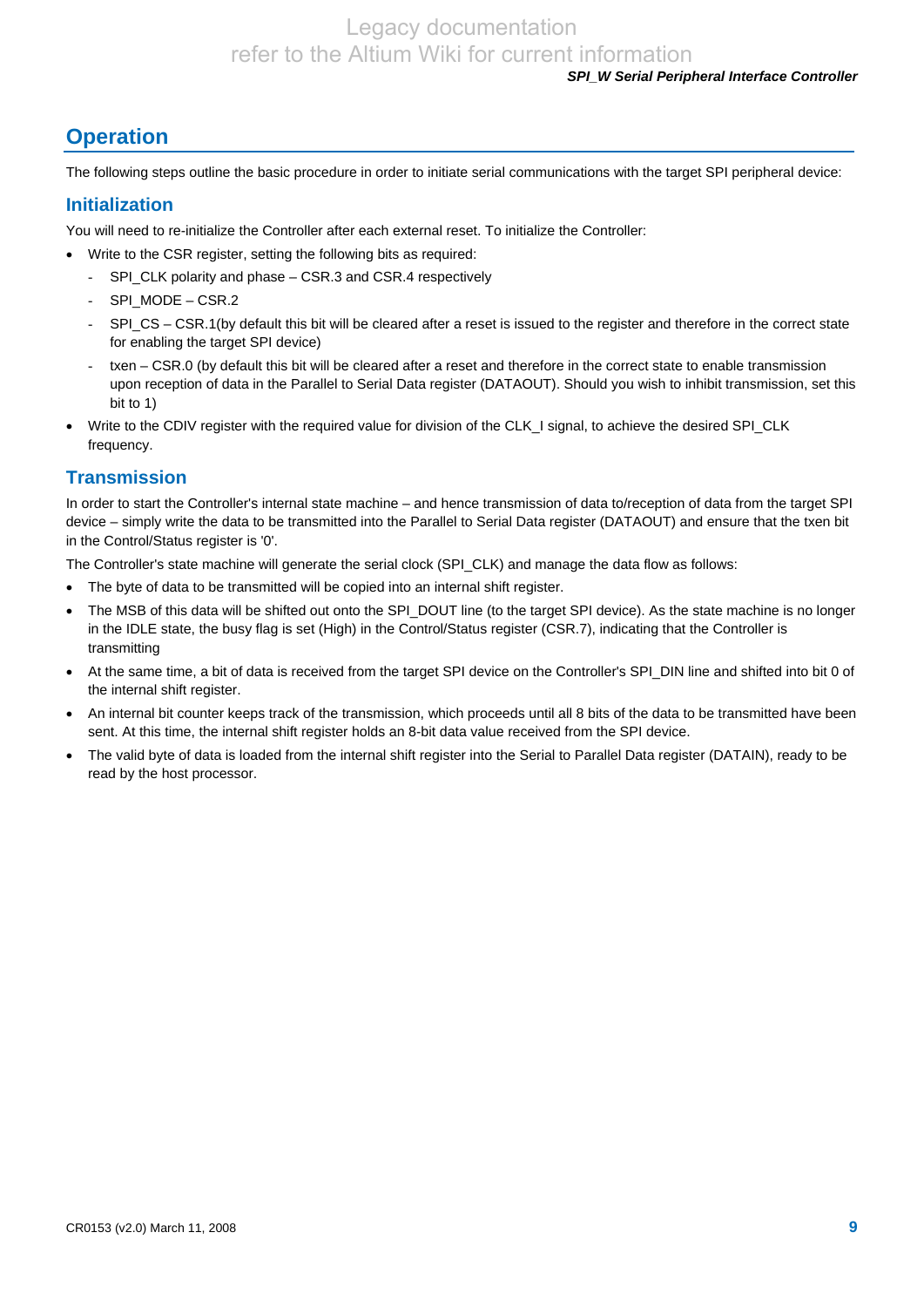## Operation

The following steps outline the basic procedure in order to initiate serial communications with the target SPI peripheral device:

### Initialization

You will need to re-initialize the Controller after each external reset. To initialize the Controller:

- Write to the CSR register, setting the following bits as required:
  - SPI_CLK polarity and phase – CSR.3 and CSR.4 respectively
  - SPI_MODE – CSR.2
  - SPI_CS – CSR.1(by default this bit will be cleared after a reset is issued to the register and therefore in the correct state for enabling the target SPI device)
  - txen – CSR.0 (by default this bit will be cleared after a reset and therefore in the correct state to enable transmission upon reception of data in the Parallel to Serial Data register (DATAOUT). Should you wish to inhibit transmission, set this bit to 1)
- Write to the CDIV register with the required value for division of the CLK_I signal, to achieve the desired SPI_CLK frequency.

### Transmission

In order to start the Controller's internal state machine – and hence transmission of data to/reception of data from the target SPI device – simply write the data to be transmitted into the Parallel to Serial Data register (DATAOUT) and ensure that the txen bit in the Control/Status register is '0'.

The Controller's state machine will generate the serial clock (SPI_CLK) and manage the data flow as follows:

- The byte of data to be transmitted will be copied into an internal shift register.
- The MSB of this data will be shifted out onto the SPI_DOUT line (to the target SPI device). As the state machine is no longer in the IDLE state, the busy flag is set (High) in the Control/Status register (CSR.7), indicating that the Controller is transmitting
- At the same time, a bit of data is received from the target SPI device on the Controller's SPI_DIN line and shifted into bit 0 of the internal shift register.
- An internal bit counter keeps track of the transmission, which proceeds until all 8 bits of the data to be transmitted have been sent. At this time, the internal shift register holds an 8-bit data value received from the SPI device.
- The valid byte of data is loaded from the internal shift register into the Serial to Parallel Data register (DATAIN), ready to be read by the host processor.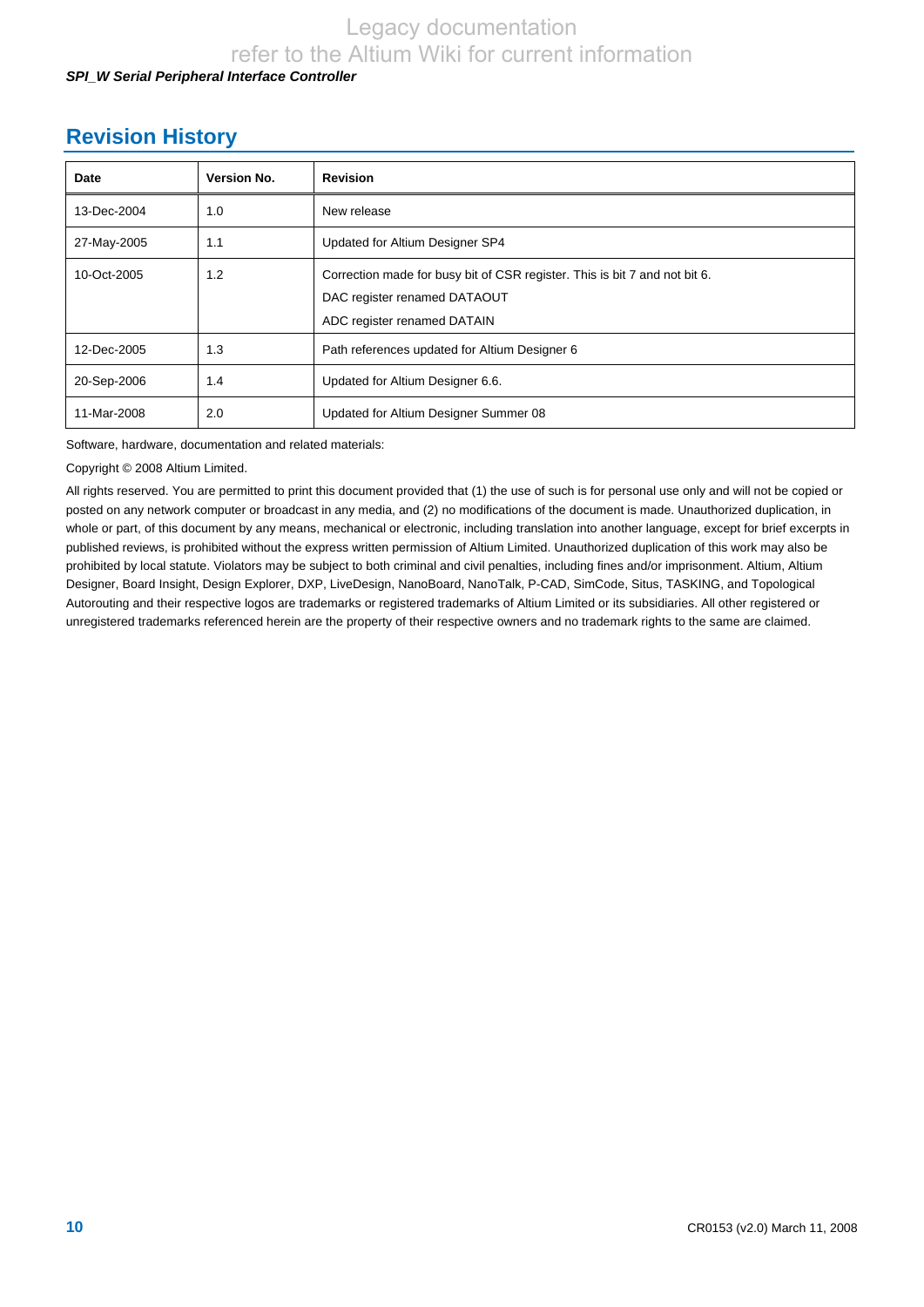## Revision History

| Date | Version No. | Revision |
|---|---|---|
| 13-Dec-2004 | 1.0 | New release |
| 27-May-2005 | 1.1 | Updated for Altium Designer SP4 |
| 10-Oct-2005 | 1.2 | Correction made for busy bit of CSR register. This is bit 7 and not bit 6.<br>DAC register renamed DATAOUT<br>ADC register renamed DATAIN |
| 12-Dec-2005 | 1.3 | Path references updated for Altium Designer 6 |
| 20-Sep-2006 | 1.4 | Updated for Altium Designer 6.6. |
| 11-Mar-2008 | 2.0 | Updated for Altium Designer Summer 08 |

Software, hardware, documentation and related materials:

Copyright © 2008 Altium Limited.

All rights reserved. You are permitted to print this document provided that (1) the use of such is for personal use only and will not be copied or posted on any network computer or broadcast in any media, and (2) no modifications of the document is made. Unauthorized duplication, in whole or part, of this document by any means, mechanical or electronic, including translation into another language, except for brief excerpts in published reviews, is prohibited without the express written permission of Altium Limited. Unauthorized duplication of this work may also be prohibited by local statute. Violators may be subject to both criminal and civil penalties, including fines and/or imprisonment. Altium, Altium Designer, Board Insight, Design Explorer, DXP, LiveDesign, NanoBoard, NanoTalk, P-CAD, SimCode, Situs, TASKING, and Topological Autorouting and their respective logos are trademarks or registered trademarks of Altium Limited or its subsidiaries. All other registered or unregistered trademarks referenced herein are the property of their respective owners and no trademark rights to the same are claimed.